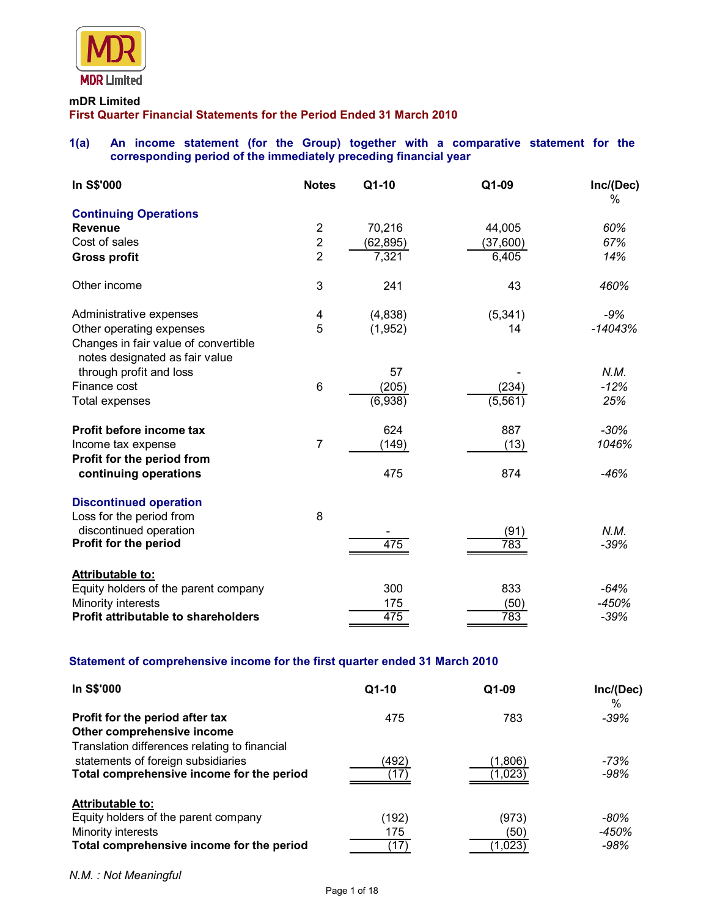mDR Limited

**First Quarter Financial Statements for the Period Ended 31 March 2010**

## 1(a) An income statement (for the Group) together with a comparative statement for the corresponding period of the immediately preceding financial year

| In S$'000 | Notes | Q1-10 | Q1-09 | Inc/(Dec) % |
|---|---|---|---|---|
| **Continuing Operations** | | | | |
| **Revenue** | 2 | 70,216 | 44,005 | *60%* |
| Cost of sales | 2 | (62,895) | (37,600) | *67%* |
| **Gross profit** | 2 | 7,321 | 6,405 | *14%* |
| Other income | 3 | 241 | 43 | *460%* |
| Administrative expenses | 4 | (4,838) | (5,341) | *-9%* |
| Other operating expenses | 5 | (1,952) | 14 | *-14043%* |
| Changes in fair value of convertible notes designated as fair value through profit and loss | | 57 | - | *N.M.* |
| Finance cost | 6 | (205) | (234) | *-12%* |
| Total expenses | | (6,938) | (5,561) | *25%* |
| **Profit before income tax** | | 624 | 887 | *-30%* |
| Income tax expense | 7 | (149) | (13) | *1046%* |
| **Profit for the period from continuing operations** | | 475 | 874 | *-46%* |
| **Discontinued operation** | | | | |
| Loss for the period from discontinued operation | 8 | - | (91) | *N.M.* |
| **Profit for the period** | | 475 | 783 | *-39%* |
| **Attributable to:** | | | | |
| Equity holders of the parent company | | 300 | 833 | *-64%* |
| Minority interests | | 175 | (50) | *-450%* |
| **Profit attributable to shareholders** | | 475 | 783 | *-39%* |

### Statement of comprehensive income for the first quarter ended 31 March 2010

| In S$'000 | Q1-10 | Q1-09 | Inc/(Dec) % |
|---|---|---|---|
| **Profit for the period after tax** | 475 | 783 | *-39%* |
| **Other comprehensive income** | | | |
| Translation differences relating to financial statements of foreign subsidiaries | (492) | (1,806) | *-73%* |
| **Total comprehensive income for the period** | (17) | (1,023) | *-98%* |
| **Attributable to:** | | | |
| Equity holders of the parent company | (192) | (973) | *-80%* |
| Minority interests | 175 | (50) | *-450%* |
| **Total comprehensive income for the period** | (17) | (1,023) | *-98%* |

*N.M. : Not Meaningful*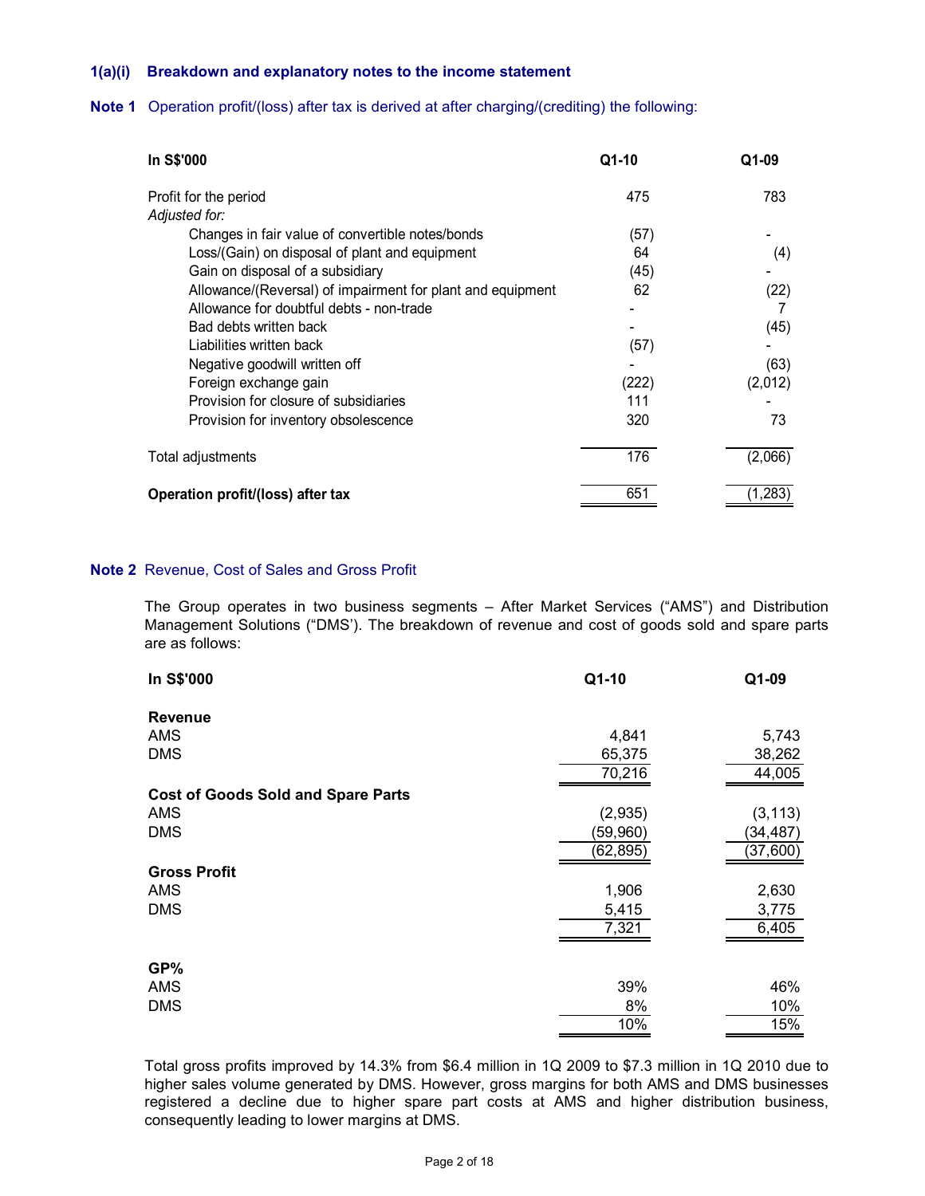#### 1(a)(i) Breakdown and explanatory notes to the income statement

**Note 1** Operation profit/(loss) after tax is derived at after charging/(crediting) the following:

| In S$'000 | Q1-10 | Q1-09 |
|---|---|---|
| Profit for the period | 475 | 783 |
| *Adjusted for:* | | |
| Changes in fair value of convertible notes/bonds | (57) | - |
| Loss/(Gain) on disposal of plant and equipment | 64 | (4) |
| Gain on disposal of a subsidiary | (45) | - |
| Allowance/(Reversal) of impairment for plant and equipment | 62 | (22) |
| Allowance for doubtful debts - non-trade | - | 7 |
| Bad debts written back | - | (45) |
| Liabilities written back | (57) | - |
| Negative goodwill written off | - | (63) |
| Foreign exchange gain | (222) | (2,012) |
| Provision for closure of subsidiaries | 111 | - |
| Provision for inventory obsolescence | 320 | 73 |
| Total adjustments | 176 | (2,066) |
| **Operation profit/(loss) after tax** | 651 | (1,283) |

**Note 2** Revenue, Cost of Sales and Gross Profit

The Group operates in two business segments – After Market Services ("AMS") and Distribution Management Solutions ("DMS'). The breakdown of revenue and cost of goods sold and spare parts are as follows:

| In S$'000 | Q1-10 | Q1-09 |
|---|---|---|
| **Revenue** | | |
| AMS | 4,841 | 5,743 |
| DMS | 65,375 | 38,262 |
| | 70,216 | 44,005 |
| **Cost of Goods Sold and Spare Parts** | | |
| AMS | (2,935) | (3,113) |
| DMS | (59,960) | (34,487) |
| | (62,895) | (37,600) |
| **Gross Profit** | | |
| AMS | 1,906 | 2,630 |
| DMS | 5,415 | 3,775 |
| | 7,321 | 6,405 |
| **GP%** | | |
| AMS | 39% | 46% |
| DMS | 8% | 10% |
| | 10% | 15% |

Total gross profits improved by 14.3% from $6.4 million in 1Q 2009 to $7.3 million in 1Q 2010 due to higher sales volume generated by DMS. However, gross margins for both AMS and DMS businesses registered a decline due to higher spare part costs at AMS and higher distribution business, consequently leading to lower margins at DMS.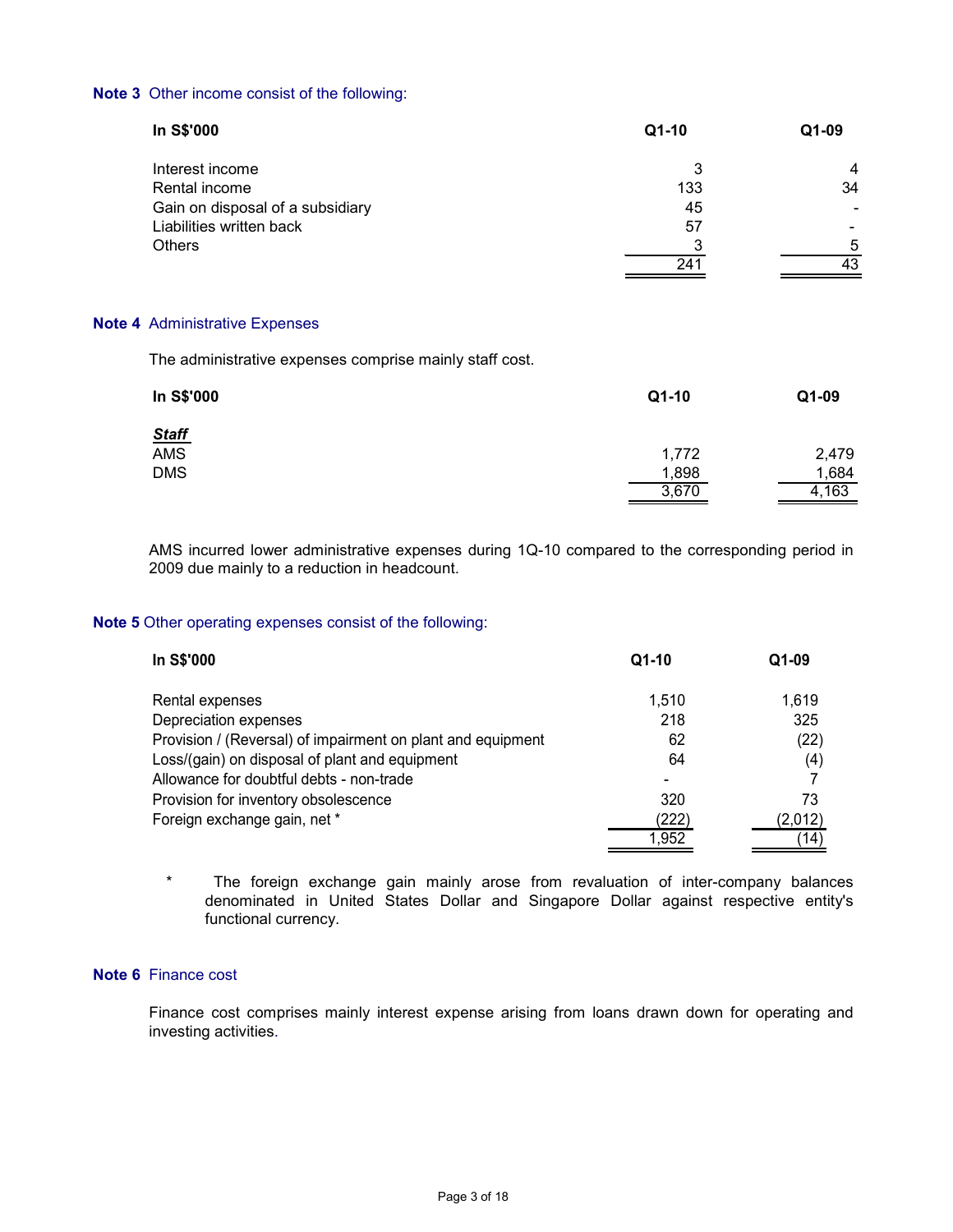**Note 3** Other income consist of the following:

| In S$'000 | Q1-10 | Q1-09 |
|---|---|---|
| Interest income | 3 | 4 |
| Rental income | 133 | 34 |
| Gain on disposal of a subsidiary | 45 | - |
| Liabilities written back | 57 | - |
| Others | 3 | 5 |
| | 241 | 43 |

**Note 4** Administrative Expenses

The administrative expenses comprise mainly staff cost.

| In S$'000 | Q1-10 | Q1-09 |
|---|---|---|
| ***Staff*** | | |
| AMS | 1,772 | 2,479 |
| DMS | 1,898 | 1,684 |
| | 3,670 | 4,163 |

AMS incurred lower administrative expenses during 1Q-10 compared to the corresponding period in 2009 due mainly to a reduction in headcount.

**Note 5** Other operating expenses consist of the following:

| In S$'000 | Q1-10 | Q1-09 |
|---|---|---|
| Rental expenses | 1,510 | 1,619 |
| Depreciation expenses | 218 | 325 |
| Provision / (Reversal) of impairment on plant and equipment | 62 | (22) |
| Loss/(gain) on disposal of plant and equipment | 64 | (4) |
| Allowance for doubtful debts - non-trade | - | 7 |
| Provision for inventory obsolescence | 320 | 73 |
| Foreign exchange gain, net * | (222) | (2,012) |
| | 1,952 | (14) |

\* The foreign exchange gain mainly arose from revaluation of inter-company balances denominated in United States Dollar and Singapore Dollar against respective entity's functional currency.

**Note 6** Finance cost

Finance cost comprises mainly interest expense arising from loans drawn down for operating and investing activities.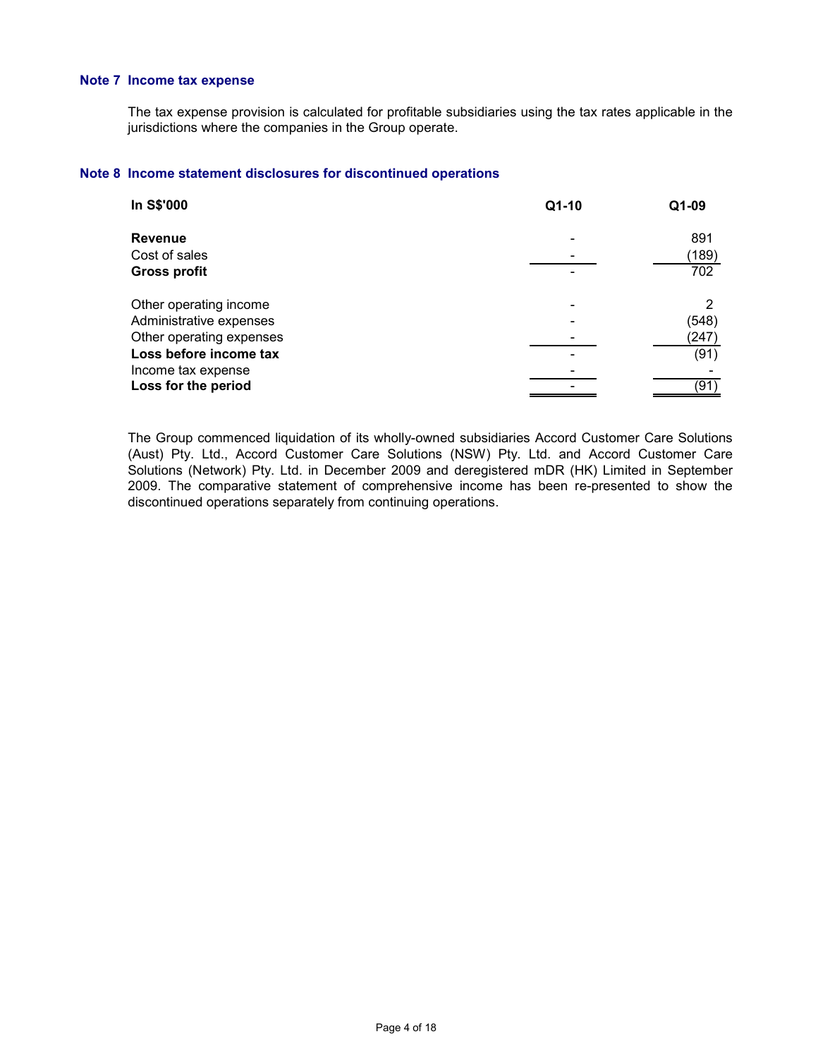### Note 7 Income tax expense

The tax expense provision is calculated for profitable subsidiaries using the tax rates applicable in the jurisdictions where the companies in the Group operate.

### Note 8 Income statement disclosures for discontinued operations

| **In S$'000** | **Q1-10** | **Q1-09** |
|---|---|---|
| **Revenue** | - | 891 |
| Cost of sales | - | (189) |
| **Gross profit** | - | 702 |
| | | |
| Other operating income | - | 2 |
| Administrative expenses | - | (548) |
| Other operating expenses | - | (247) |
| **Loss before income tax** | - | (91) |
| Income tax expense | - | - |
| **Loss for the period** | - | (91) |

The Group commenced liquidation of its wholly-owned subsidiaries Accord Customer Care Solutions (Aust) Pty. Ltd., Accord Customer Care Solutions (NSW) Pty. Ltd. and Accord Customer Care Solutions (Network) Pty. Ltd. in December 2009 and deregistered mDR (HK) Limited in September 2009. The comparative statement of comprehensive income has been re-presented to show the discontinued operations separately from continuing operations.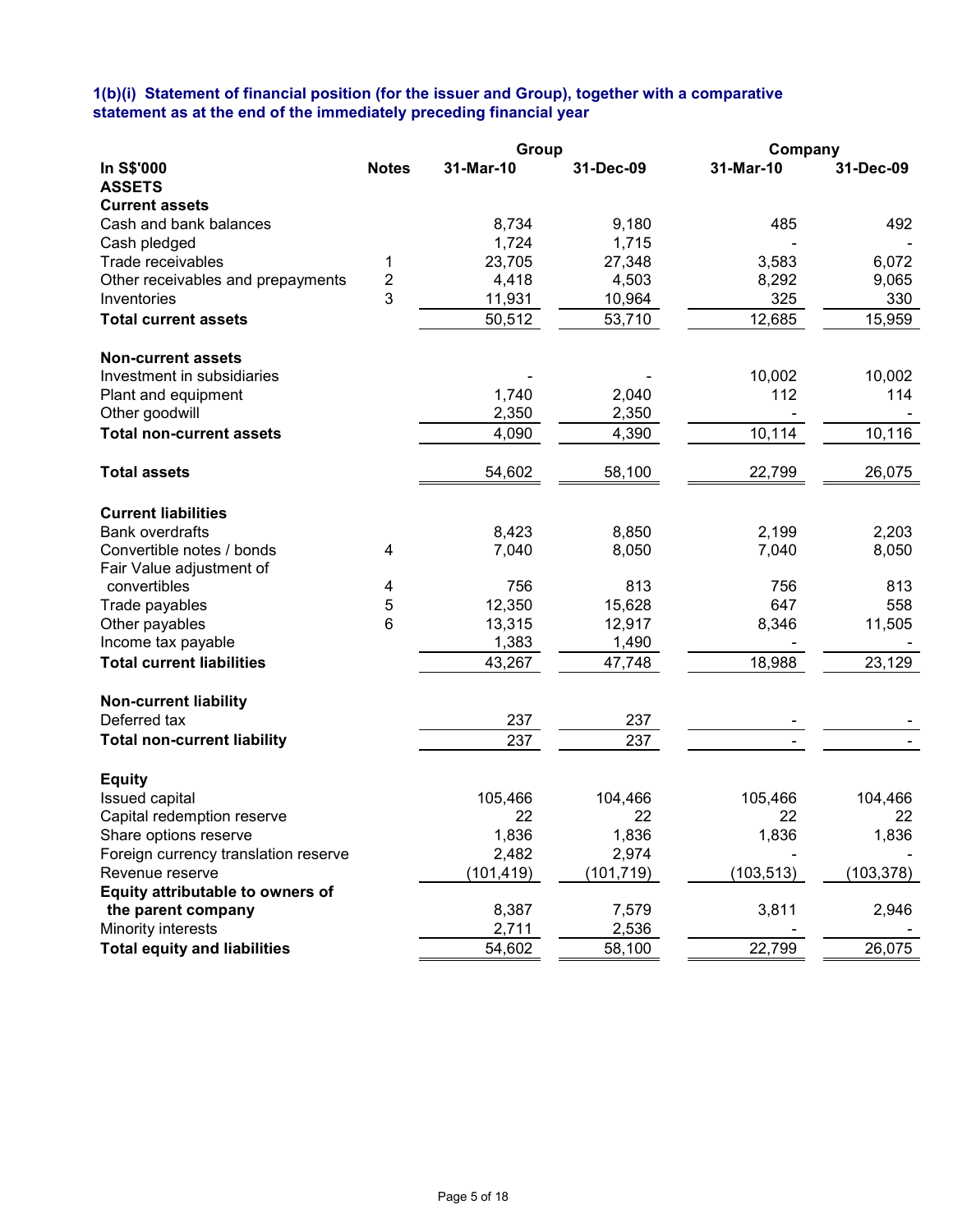### 1(b)(i) Statement of financial position (for the issuer and Group), together with a comparative statement as at the end of the immediately preceding financial year

| | | Group | | Company | |
|---|---|---|---|---|---|
| **In S$'000** | **Notes** | **31-Mar-10** | **31-Dec-09** | **31-Mar-10** | **31-Dec-09** |
| **ASSETS** | | | | | |
| **Current assets** | | | | | |
| Cash and bank balances | | 8,734 | 9,180 | 485 | 492 |
| Cash pledged | | 1,724 | 1,715 | - | - |
| Trade receivables | 1 | 23,705 | 27,348 | 3,583 | 6,072 |
| Other receivables and prepayments | 2 | 4,418 | 4,503 | 8,292 | 9,065 |
| Inventories | 3 | 11,931 | 10,964 | 325 | 330 |
| **Total current assets** | | 50,512 | 53,710 | 12,685 | 15,959 |
| | | | | | |
| **Non-current assets** | | | | | |
| Investment in subsidiaries | | - | - | 10,002 | 10,002 |
| Plant and equipment | | 1,740 | 2,040 | 112 | 114 |
| Other goodwill | | 2,350 | 2,350 | - | - |
| **Total non-current assets** | | 4,090 | 4,390 | 10,114 | 10,116 |
| | | | | | |
| **Total assets** | | 54,602 | 58,100 | 22,799 | 26,075 |
| | | | | | |
| **Current liabilities** | | | | | |
| Bank overdrafts | | 8,423 | 8,850 | 2,199 | 2,203 |
| Convertible notes / bonds | 4 | 7,040 | 8,050 | 7,040 | 8,050 |
| Fair Value adjustment of convertibles | 4 | 756 | 813 | 756 | 813 |
| Trade payables | 5 | 12,350 | 15,628 | 647 | 558 |
| Other payables | 6 | 13,315 | 12,917 | 8,346 | 11,505 |
| Income tax payable | | 1,383 | 1,490 | - | - |
| **Total current liabilities** | | 43,267 | 47,748 | 18,988 | 23,129 |
| | | | | | |
| **Non-current liability** | | | | | |
| Deferred tax | | 237 | 237 | - | - |
| **Total non-current liability** | | 237 | 237 | - | - |
| | | | | | |
| **Equity** | | | | | |
| Issued capital | | 105,466 | 104,466 | 105,466 | 104,466 |
| Capital redemption reserve | | 22 | 22 | 22 | 22 |
| Share options reserve | | 1,836 | 1,836 | 1,836 | 1,836 |
| Foreign currency translation reserve | | 2,482 | 2,974 | - | - |
| Revenue reserve | | (101,419) | (101,719) | (103,513) | (103,378) |
| **Equity attributable to owners of the parent company** | | 8,387 | 7,579 | 3,811 | 2,946 |
| Minority interests | | 2,711 | 2,536 | - | - |
| **Total equity and liabilities** | | 54,602 | 58,100 | 22,799 | 26,075 |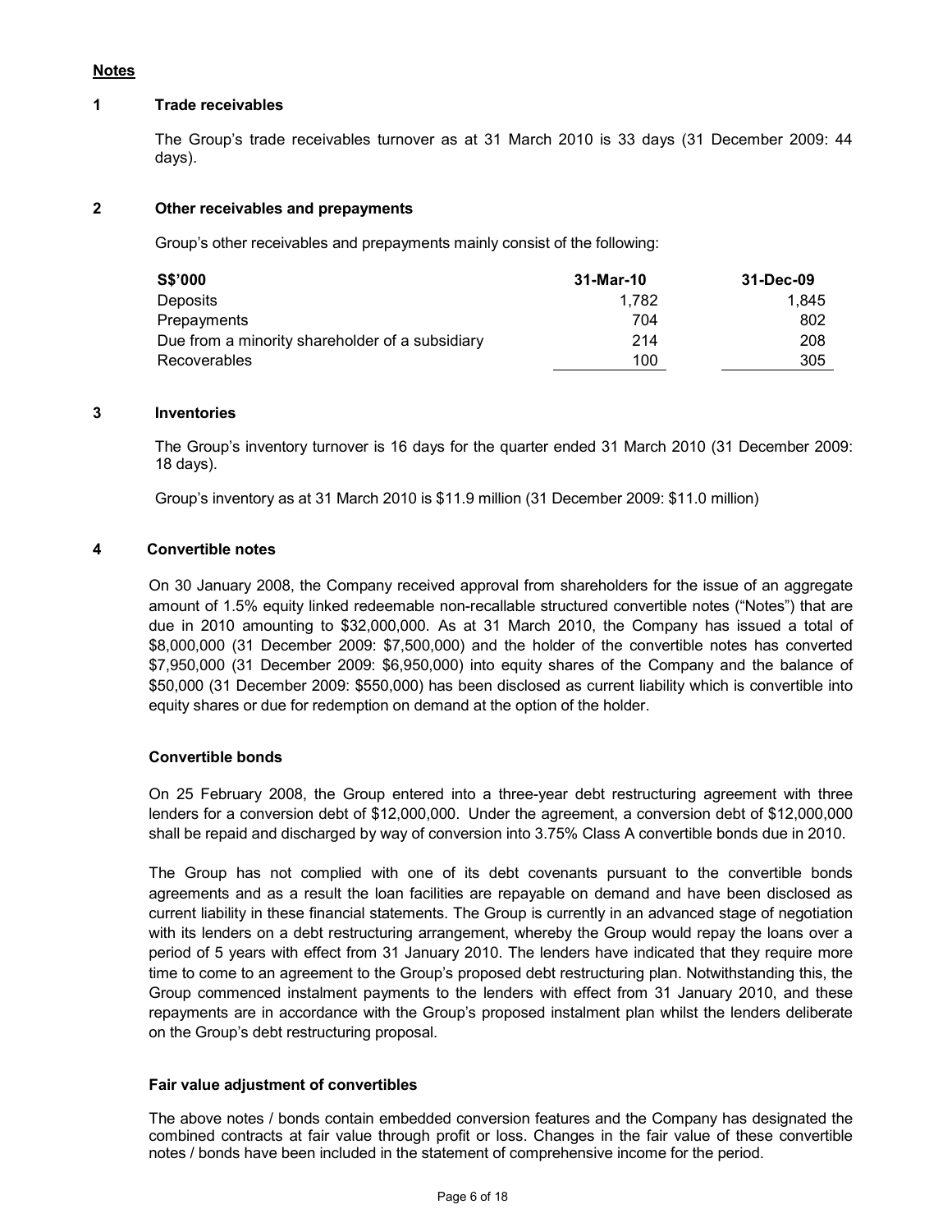## Notes

### 1 Trade receivables

The Group's trade receivables turnover as at 31 March 2010 is 33 days (31 December 2009: 44 days).

### 2 Other receivables and prepayments

Group's other receivables and prepayments mainly consist of the following:

| S$'000 | 31-Mar-10 | 31-Dec-09 |
|---|---|---|
| Deposits | 1,782 | 1,845 |
| Prepayments | 704 | 802 |
| Due from a minority shareholder of a subsidiary | 214 | 208 |
| Recoverables | 100 | 305 |

### 3 Inventories

The Group's inventory turnover is 16 days for the quarter ended 31 March 2010 (31 December 2009: 18 days).

Group's inventory as at 31 March 2010 is $11.9 million (31 December 2009: $11.0 million)

### 4 Convertible notes

On 30 January 2008, the Company received approval from shareholders for the issue of an aggregate amount of 1.5% equity linked redeemable non-recallable structured convertible notes ("Notes") that are due in 2010 amounting to $32,000,000. As at 31 March 2010, the Company has issued a total of $8,000,000 (31 December 2009: $7,500,000) and the holder of the convertible notes has converted $7,950,000 (31 December 2009: $6,950,000) into equity shares of the Company and the balance of $50,000 (31 December 2009: $550,000) has been disclosed as current liability which is convertible into equity shares or due for redemption on demand at the option of the holder.

**Convertible bonds**

On 25 February 2008, the Group entered into a three-year debt restructuring agreement with three lenders for a conversion debt of $12,000,000. Under the agreement, a conversion debt of $12,000,000 shall be repaid and discharged by way of conversion into 3.75% Class A convertible bonds due in 2010.

The Group has not complied with one of its debt covenants pursuant to the convertible bonds agreements and as a result the loan facilities are repayable on demand and have been disclosed as current liability in these financial statements. The Group is currently in an advanced stage of negotiation with its lenders on a debt restructuring arrangement, whereby the Group would repay the loans over a period of 5 years with effect from 31 January 2010. The lenders have indicated that they require more time to come to an agreement to the Group's proposed debt restructuring plan. Notwithstanding this, the Group commenced instalment payments to the lenders with effect from 31 January 2010, and these repayments are in accordance with the Group's proposed instalment plan whilst the lenders deliberate on the Group's debt restructuring proposal.

**Fair value adjustment of convertibles**

The above notes / bonds contain embedded conversion features and the Company has designated the combined contracts at fair value through profit or loss. Changes in the fair value of these convertible notes / bonds have been included in the statement of comprehensive income for the period.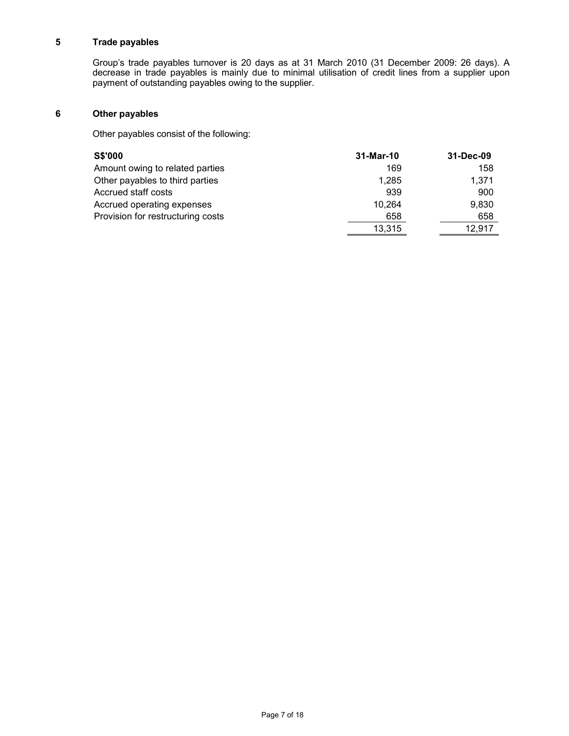## 5 Trade payables

Group's trade payables turnover is 20 days as at 31 March 2010 (31 December 2009: 26 days). A decrease in trade payables is mainly due to minimal utilisation of credit lines from a supplier upon payment of outstanding payables owing to the supplier.

## 6 Other payables

Other payables consist of the following:

| S$'000 | 31-Mar-10 | 31-Dec-09 |
|---|---|---|
| Amount owing to related parties | 169 | 158 |
| Other payables to third parties | 1,285 | 1,371 |
| Accrued staff costs | 939 | 900 |
| Accrued operating expenses | 10,264 | 9,830 |
| Provision for restructuring costs | 658 | 658 |
| | 13,315 | 12,917 |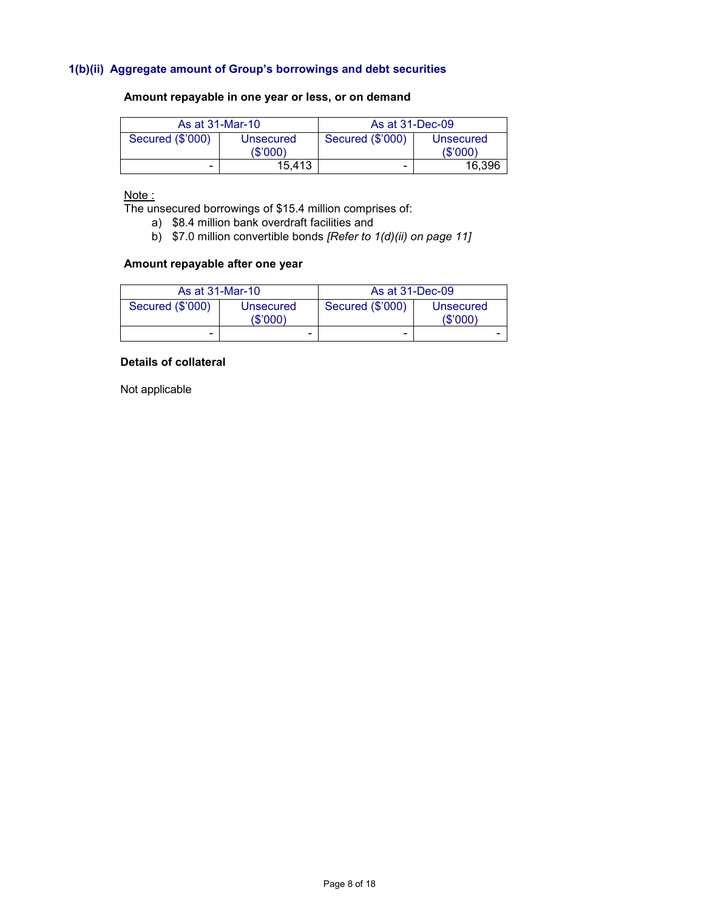### 1(b)(ii) Aggregate amount of Group's borrowings and debt securities

**Amount repayable in one year or less, or on demand**

| As at 31-Mar-10 | | As at 31-Dec-09 | |
|---|---|---|---|
| Secured ($'000) | Unsecured ($'000) | Secured ($'000) | Unsecured ($'000) |
| - | 15,413 | - | 16,396 |

Note :

The unsecured borrowings of $15.4 million comprises of:

a) $8.4 million bank overdraft facilities and
b) $7.0 million convertible bonds *[Refer to 1(d)(ii) on page 11]*

**Amount repayable after one year**

| As at 31-Mar-10 | | As at 31-Dec-09 | |
|---|---|---|---|
| Secured ($'000) | Unsecured ($'000) | Secured ($'000) | Unsecured ($'000) |
| - | - | - | - |

**Details of collateral**

Not applicable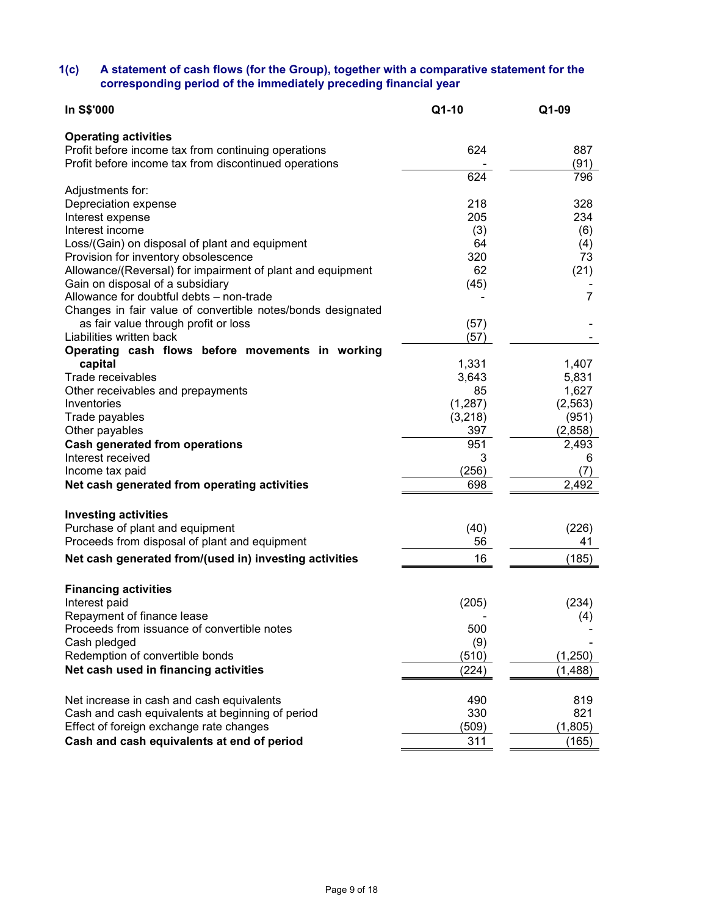### 1(c) A statement of cash flows (for the Group), together with a comparative statement for the corresponding period of the immediately preceding financial year

| In S$'000 | Q1-10 | Q1-09 |
|---|---|---|
| **Operating activities** | | |
| Profit before income tax from continuing operations | 624 | 887 |
| Profit before income tax from discontinued operations | - | (91) |
| | 624 | 796 |
| Adjustments for: | | |
| Depreciation expense | 218 | 328 |
| Interest expense | 205 | 234 |
| Interest income | (3) | (6) |
| Loss/(Gain) on disposal of plant and equipment | 64 | (4) |
| Provision for inventory obsolescence | 320 | 73 |
| Allowance/(Reversal) for impairment of plant and equipment | 62 | (21) |
| Gain on disposal of a subsidiary | (45) | - |
| Allowance for doubtful debts – non-trade | - | 7 |
| Changes in fair value of convertible notes/bonds designated as fair value through profit or loss | (57) | - |
| Liabilities written back | (57) | - |
| **Operating cash flows before movements in working capital** | 1,331 | 1,407 |
| Trade receivables | 3,643 | 5,831 |
| Other receivables and prepayments | 85 | 1,627 |
| Inventories | (1,287) | (2,563) |
| Trade payables | (3,218) | (951) |
| Other payables | 397 | (2,858) |
| **Cash generated from operations** | 951 | 2,493 |
| Interest received | 3 | 6 |
| Income tax paid | (256) | (7) |
| **Net cash generated from operating activities** | 698 | 2,492 |
| | | |
| **Investing activities** | | |
| Purchase of plant and equipment | (40) | (226) |
| Proceeds from disposal of plant and equipment | 56 | 41 |
| **Net cash generated from/(used in) investing activities** | 16 | (185) |
| | | |
| **Financing activities** | | |
| Interest paid | (205) | (234) |
| Repayment of finance lease | - | (4) |
| Proceeds from issuance of convertible notes | 500 | - |
| Cash pledged | (9) | - |
| Redemption of convertible bonds | (510) | (1,250) |
| **Net cash used in financing activities** | (224) | (1,488) |
| | | |
| Net increase in cash and cash equivalents | 490 | 819 |
| Cash and cash equivalents at beginning of period | 330 | 821 |
| Effect of foreign exchange rate changes | (509) | (1,805) |
| **Cash and cash equivalents at end of period** | 311 | (165) |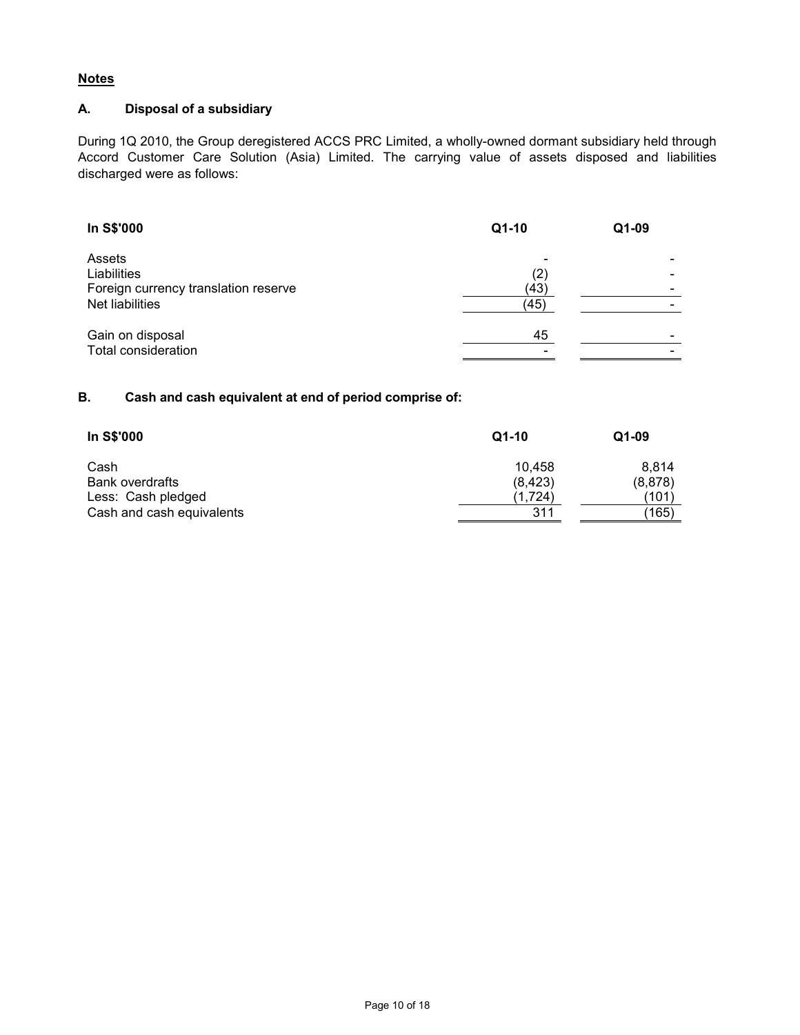**Notes**

### A. Disposal of a subsidiary

During 1Q 2010, the Group deregistered ACCS PRC Limited, a wholly-owned dormant subsidiary held through Accord Customer Care Solution (Asia) Limited. The carrying value of assets disposed and liabilities discharged were as follows:

| In S$'000 | Q1-10 | Q1-09 |
|---|---|---|
| Assets | - | - |
| Liabilities | (2) | - |
| Foreign currency translation reserve | (43) | - |
| Net liabilities | (45) | - |
| Gain on disposal | 45 | - |
| Total consideration | - | - |

### B. Cash and cash equivalent at end of period comprise of:

| In S$'000 | Q1-10 | Q1-09 |
|---|---|---|
| Cash | 10,458 | 8,814 |
| Bank overdrafts | (8,423) | (8,878) |
| Less: Cash pledged | (1,724) | (101) |
| Cash and cash equivalents | 311 | (165) |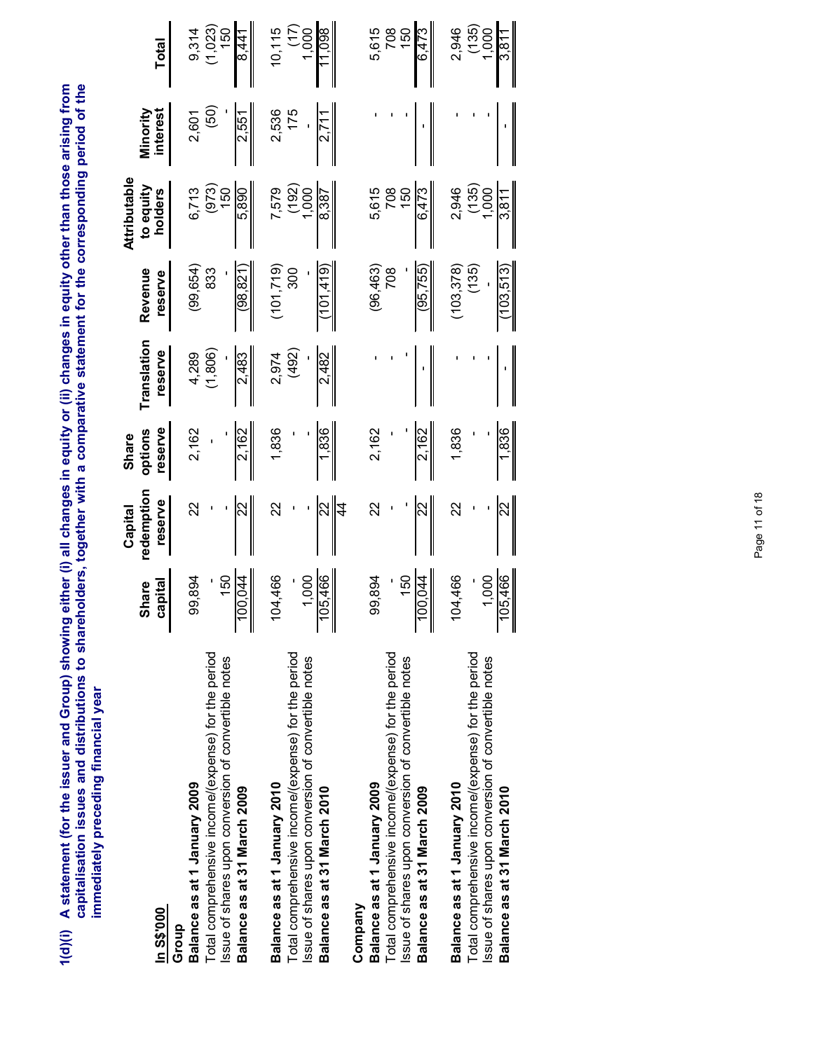**1(d)(i) A statement (for the issuer and Group) showing either (i) all changes in equity or (ii) changes in equity other than those arising from capitalisation issues and distributions to shareholders, together with a comparative statement for the corresponding period of the immediately preceding financial year**

| In S$'000 | Share capital | Capital redemption reserve | Share options reserve | Translation reserve | Revenue reserve | Attributable to equity holders | Minority interest | Total |
|---|---|---|---|---|---|---|---|---|
| **Group** | | | | | | | | |
| **Balance as at 1 January 2009** | 99,894 | 22 | 2,162 | 4,289 | (99,654) | 6,713 | 2,601 | 9,314 |
| Total comprehensive income/(expense) for the period | - | - | - | (1,806) | 833 | (973) | (50) | (1,023) |
| Issue of shares upon conversion of convertible notes | 150 | - | - | - | - | 150 | - | 150 |
| **Balance as at 31 March 2009** | 100,044 | 22 | 2,162 | 2,483 | (98,821) | 5,890 | 2,551 | 8,441 |
| | | | | | | | | |
| **Balance as at 1 January 2010** | 104,466 | 22 | 1,836 | 2,974 | (101,719) | 7,579 | 2,536 | 10,115 |
| Total comprehensive income/(expense) for the period | - | - | - | (492) | 300 | (192) | 175 | (17) |
| Issue of shares upon conversion of convertible notes | 1,000 | - | - | - | - | 1,000 | - | 1,000 |
| **Balance as at 31 March 2010** | 105,466 | 22 | 1,836 | 2,482 | (101,419) | 8,387 | 2,711 | 11,098 |
| | | 44 | | | | | | |
| **Company** | | | | | | | | |
| **Balance as at 1 January 2009** | 99,894 | 22 | 2,162 | - | (96,463) | 5,615 | - | 5,615 |
| Total comprehensive income/(expense) for the period | - | - | - | - | 708 | 708 | - | 708 |
| Issue of shares upon conversion of convertible notes | 150 | - | - | - | - | 150 | - | 150 |
| **Balance as at 31 March 2009** | 100,044 | 22 | 2,162 | - | (95,755) | 6,473 | - | 6,473 |
| | | | | | | | | |
| **Balance as at 1 January 2010** | 104,466 | 22 | 1,836 | - | (103,378) | 2,946 | - | 2,946 |
| Total comprehensive income/(expense) for the period | - | - | - | - | (135) | (135) | - | (135) |
| Issue of shares upon conversion of convertible notes | 1,000 | - | - | - | - | 1,000 | - | 1,000 |
| **Balance as at 31 March 2010** | 105,466 | 22 | 1,836 | - | (103,513) | 3,811 | - | 3,811 |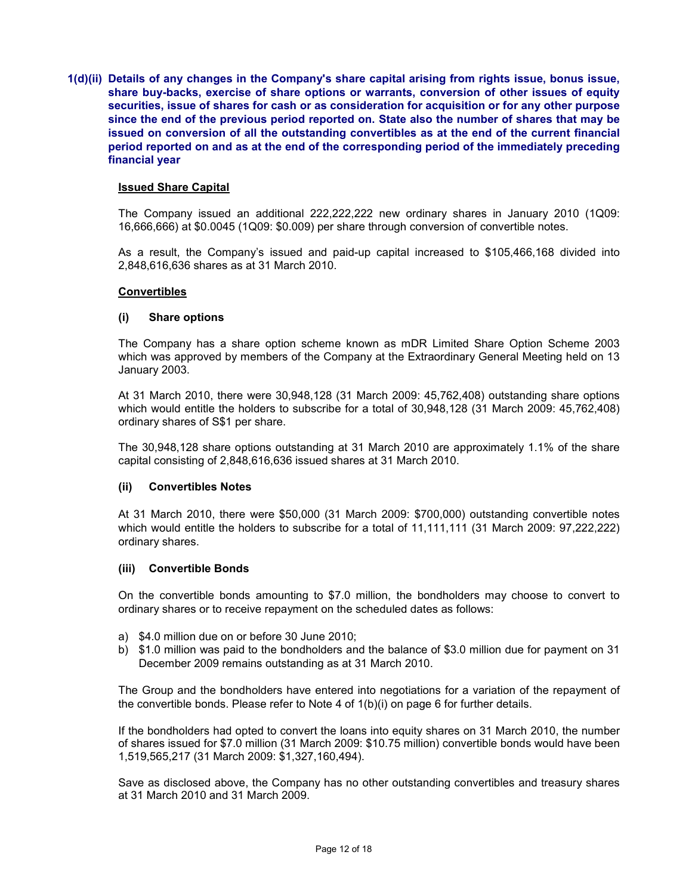**1(d)(ii) Details of any changes in the Company's share capital arising from rights issue, bonus issue, share buy-backs, exercise of share options or warrants, conversion of other issues of equity securities, issue of shares for cash or as consideration for acquisition or for any other purpose since the end of the previous period reported on. State also the number of shares that may be issued on conversion of all the outstanding convertibles as at the end of the current financial period reported on and as at the end of the corresponding period of the immediately preceding financial year**

**Issued Share Capital**

The Company issued an additional 222,222,222 new ordinary shares in January 2010 (1Q09: 16,666,666) at $0.0045 (1Q09: $0.009) per share through conversion of convertible notes.

As a result, the Company's issued and paid-up capital increased to $105,466,168 divided into 2,848,616,636 shares as at 31 March 2010.

**Convertibles**

**(i) Share options**

The Company has a share option scheme known as mDR Limited Share Option Scheme 2003 which was approved by members of the Company at the Extraordinary General Meeting held on 13 January 2003.

At 31 March 2010, there were 30,948,128 (31 March 2009: 45,762,408) outstanding share options which would entitle the holders to subscribe for a total of 30,948,128 (31 March 2009: 45,762,408) ordinary shares of S$1 per share.

The 30,948,128 share options outstanding at 31 March 2010 are approximately 1.1% of the share capital consisting of 2,848,616,636 issued shares at 31 March 2010.

**(ii) Convertibles Notes**

At 31 March 2010, there were $50,000 (31 March 2009: $700,000) outstanding convertible notes which would entitle the holders to subscribe for a total of 11,111,111 (31 March 2009: 97,222,222) ordinary shares.

**(iii) Convertible Bonds**

On the convertible bonds amounting to $7.0 million, the bondholders may choose to convert to ordinary shares or to receive repayment on the scheduled dates as follows:

a) $4.0 million due on or before 30 June 2010;
b) $1.0 million was paid to the bondholders and the balance of $3.0 million due for payment on 31 December 2009 remains outstanding as at 31 March 2010.

The Group and the bondholders have entered into negotiations for a variation of the repayment of the convertible bonds. Please refer to Note 4 of 1(b)(i) on page 6 for further details.

If the bondholders had opted to convert the loans into equity shares on 31 March 2010, the number of shares issued for $7.0 million (31 March 2009: $10.75 million) convertible bonds would have been 1,519,565,217 (31 March 2009: $1,327,160,494).

Save as disclosed above, the Company has no other outstanding convertibles and treasury shares at 31 March 2010 and 31 March 2009.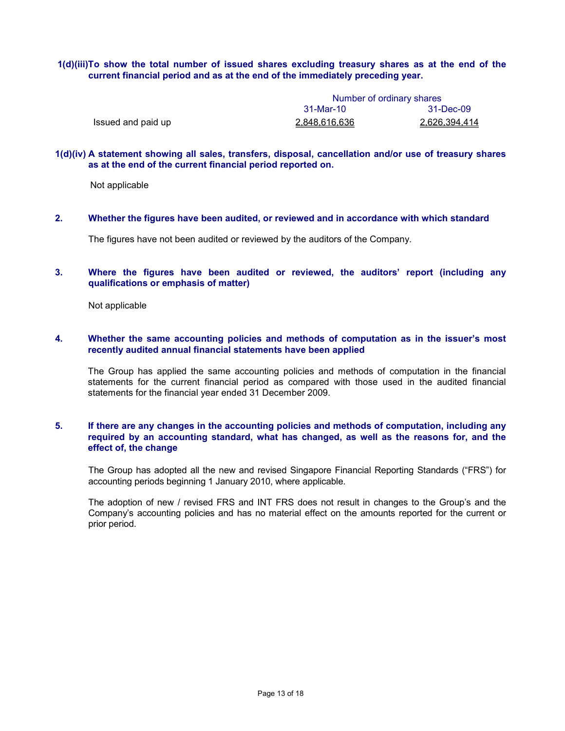**1(d)(iii) To show the total number of issued shares excluding treasury shares as at the end of the current financial period and as at the end of the immediately preceding year.**

| | Number of ordinary shares | |
|---|---|---|
| | 31-Mar-10 | 31-Dec-09 |
| Issued and paid up | 2,848,616,636 | 2,626,394,414 |

**1(d)(iv) A statement showing all sales, transfers, disposal, cancellation and/or use of treasury shares as at the end of the current financial period reported on.**

Not applicable

**2. Whether the figures have been audited, or reviewed and in accordance with which standard**

The figures have not been audited or reviewed by the auditors of the Company.

**3. Where the figures have been audited or reviewed, the auditors' report (including any qualifications or emphasis of matter)**

Not applicable

**4. Whether the same accounting policies and methods of computation as in the issuer's most recently audited annual financial statements have been applied**

The Group has applied the same accounting policies and methods of computation in the financial statements for the current financial period as compared with those used in the audited financial statements for the financial year ended 31 December 2009.

**5. If there are any changes in the accounting policies and methods of computation, including any required by an accounting standard, what has changed, as well as the reasons for, and the effect of, the change**

The Group has adopted all the new and revised Singapore Financial Reporting Standards ("FRS") for accounting periods beginning 1 January 2010, where applicable.

The adoption of new / revised FRS and INT FRS does not result in changes to the Group's and the Company's accounting policies and has no material effect on the amounts reported for the current or prior period.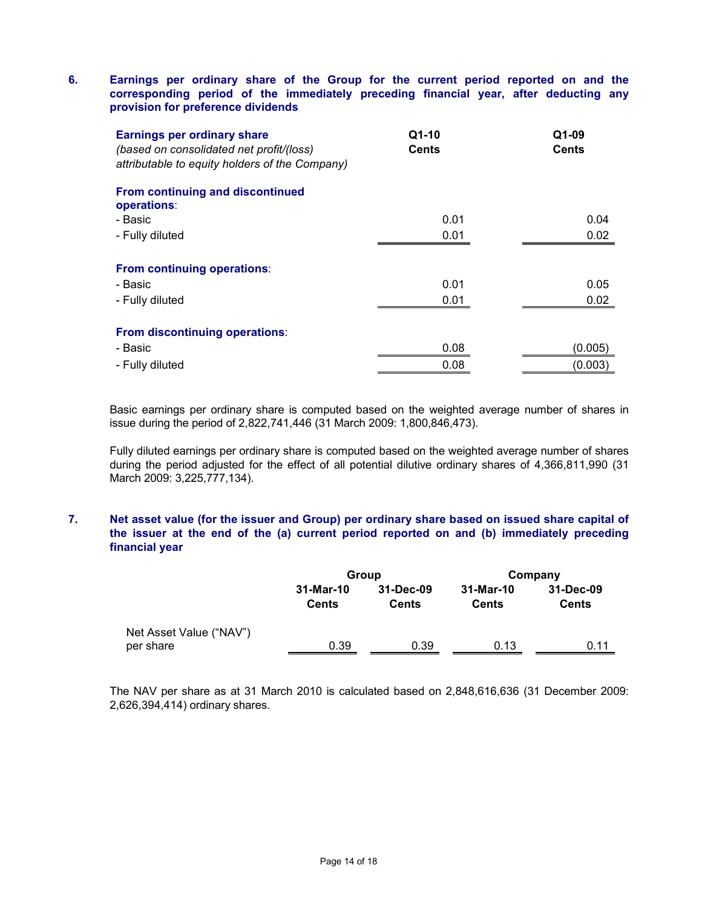## 6. Earnings per ordinary share of the Group for the current period reported on and the corresponding period of the immediately preceding financial year, after deducting any provision for preference dividends

| **Earnings per ordinary share** *(based on consolidated net profit/(loss) attributable to equity holders of the Company)* | **Q1-10 Cents** | **Q1-09 Cents** |
|---|---|---|
| **From continuing and discontinued operations**: | | |
| - Basic | 0.01 | 0.04 |
| - Fully diluted | 0.01 | 0.02 |
| **From continuing operations**: | | |
| - Basic | 0.01 | 0.05 |
| - Fully diluted | 0.01 | 0.02 |
| **From discontinuing operations**: | | |
| - Basic | 0.08 | (0.005) |
| - Fully diluted | 0.08 | (0.003) |

Basic earnings per ordinary share is computed based on the weighted average number of shares in issue during the period of 2,822,741,446 (31 March 2009: 1,800,846,473).

Fully diluted earnings per ordinary share is computed based on the weighted average number of shares during the period adjusted for the effect of all potential dilutive ordinary shares of 4,366,811,990 (31 March 2009: 3,225,777,134).

## 7. Net asset value (for the issuer and Group) per ordinary share based on issued share capital of the issuer at the end of the (a) current period reported on and (b) immediately preceding financial year

| | **Group** | | **Company** | |
|---|---|---|---|---|
| | **31-Mar-10 Cents** | **31-Dec-09 Cents** | **31-Mar-10 Cents** | **31-Dec-09 Cents** |
| Net Asset Value ("NAV") per share | 0.39 | 0.39 | 0.13 | 0.11 |

The NAV per share as at 31 March 2010 is calculated based on 2,848,616,636 (31 December 2009: 2,626,394,414) ordinary shares.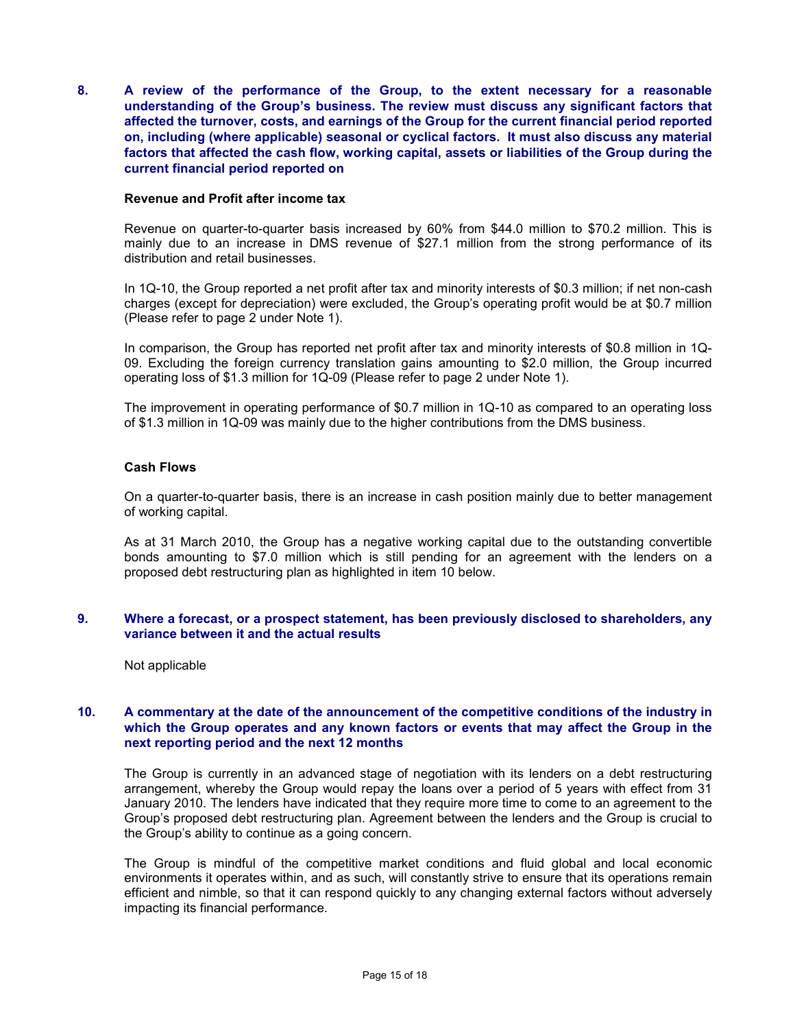## 8. A review of the performance of the Group, to the extent necessary for a reasonable understanding of the Group's business. The review must discuss any significant factors that affected the turnover, costs, and earnings of the Group for the current financial period reported on, including (where applicable) seasonal or cyclical factors. It must also discuss any material factors that affected the cash flow, working capital, assets or liabilities of the Group during the current financial period reported on

**Revenue and Profit after income tax**

Revenue on quarter-to-quarter basis increased by 60% from $44.0 million to $70.2 million. This is mainly due to an increase in DMS revenue of $27.1 million from the strong performance of its distribution and retail businesses.

In 1Q-10, the Group reported a net profit after tax and minority interests of $0.3 million; if net non-cash charges (except for depreciation) were excluded, the Group's operating profit would be at $0.7 million (Please refer to page 2 under Note 1).

In comparison, the Group has reported net profit after tax and minority interests of $0.8 million in 1Q-09. Excluding the foreign currency translation gains amounting to $2.0 million, the Group incurred operating loss of $1.3 million for 1Q-09 (Please refer to page 2 under Note 1).

The improvement in operating performance of $0.7 million in 1Q-10 as compared to an operating loss of $1.3 million in 1Q-09 was mainly due to the higher contributions from the DMS business.

**Cash Flows**

On a quarter-to-quarter basis, there is an increase in cash position mainly due to better management of working capital.

As at 31 March 2010, the Group has a negative working capital due to the outstanding convertible bonds amounting to $7.0 million which is still pending for an agreement with the lenders on a proposed debt restructuring plan as highlighted in item 10 below.

## 9. Where a forecast, or a prospect statement, has been previously disclosed to shareholders, any variance between it and the actual results

Not applicable

## 10. A commentary at the date of the announcement of the competitive conditions of the industry in which the Group operates and any known factors or events that may affect the Group in the next reporting period and the next 12 months

The Group is currently in an advanced stage of negotiation with its lenders on a debt restructuring arrangement, whereby the Group would repay the loans over a period of 5 years with effect from 31 January 2010. The lenders have indicated that they require more time to come to an agreement to the Group's proposed debt restructuring plan. Agreement between the lenders and the Group is crucial to the Group's ability to continue as a going concern.

The Group is mindful of the competitive market conditions and fluid global and local economic environments it operates within, and as such, will constantly strive to ensure that its operations remain efficient and nimble, so that it can respond quickly to any changing external factors without adversely impacting its financial performance.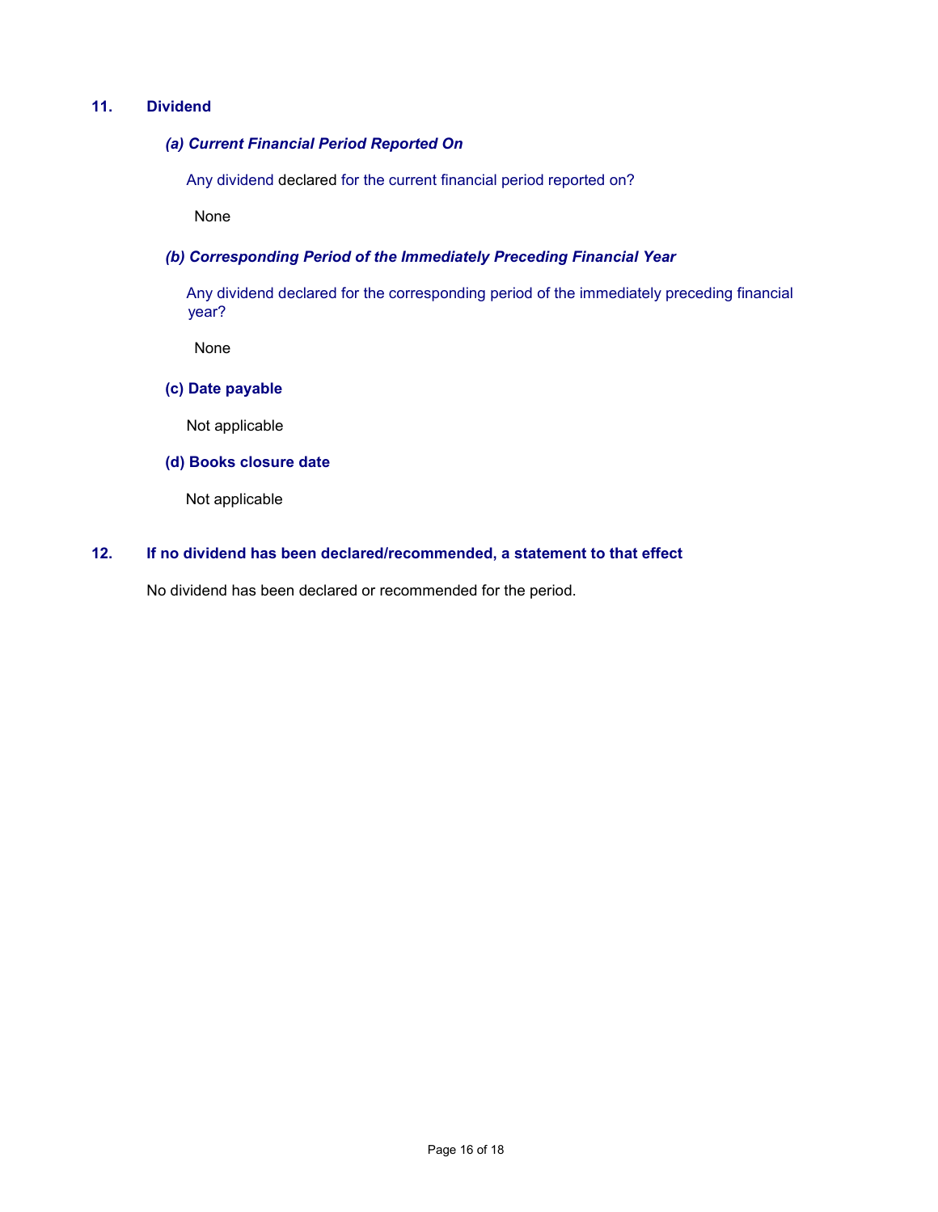## 11. Dividend

### *(a) Current Financial Period Reported On*

Any dividend declared for the current financial period reported on?

None

### *(b) Corresponding Period of the Immediately Preceding Financial Year*

Any dividend declared for the corresponding period of the immediately preceding financial year?

None

### (c) Date payable

Not applicable

### (d) Books closure date

Not applicable

## 12. If no dividend has been declared/recommended, a statement to that effect

No dividend has been declared or recommended for the period.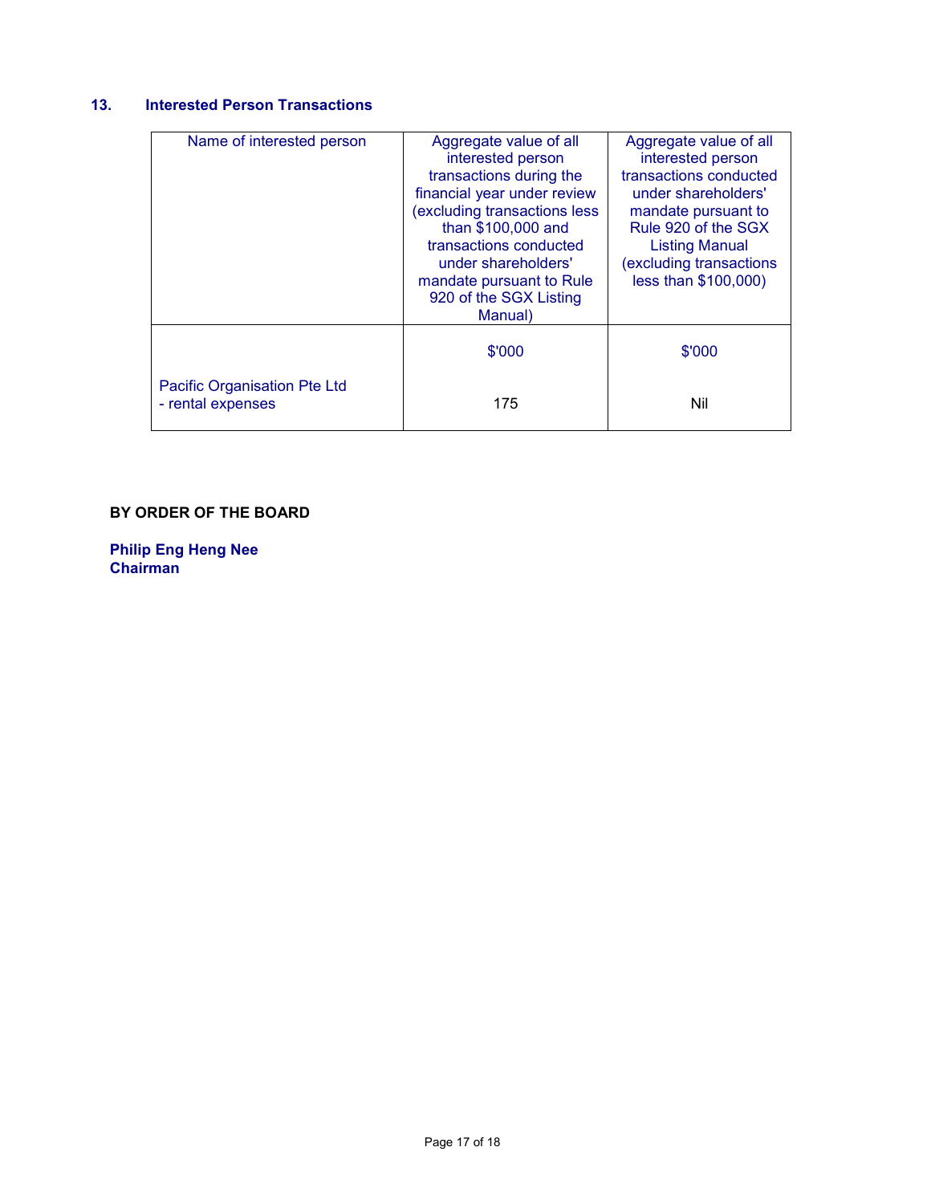## 13. Interested Person Transactions

| Name of interested person | Aggregate value of all interested person transactions during the financial year under review (excluding transactions less than $100,000 and transactions conducted under shareholders' mandate pursuant to Rule 920 of the SGX Listing Manual) | Aggregate value of all interested person transactions conducted under shareholders' mandate pursuant to Rule 920 of the SGX Listing Manual (excluding transactions less than $100,000) |
|---|---|---|
| | $'000 | $'000 |
| Pacific Organisation Pte Ltd<br>- rental expenses | 175 | Nil |

**BY ORDER OF THE BOARD**

**Philip Eng Heng Nee**
**Chairman**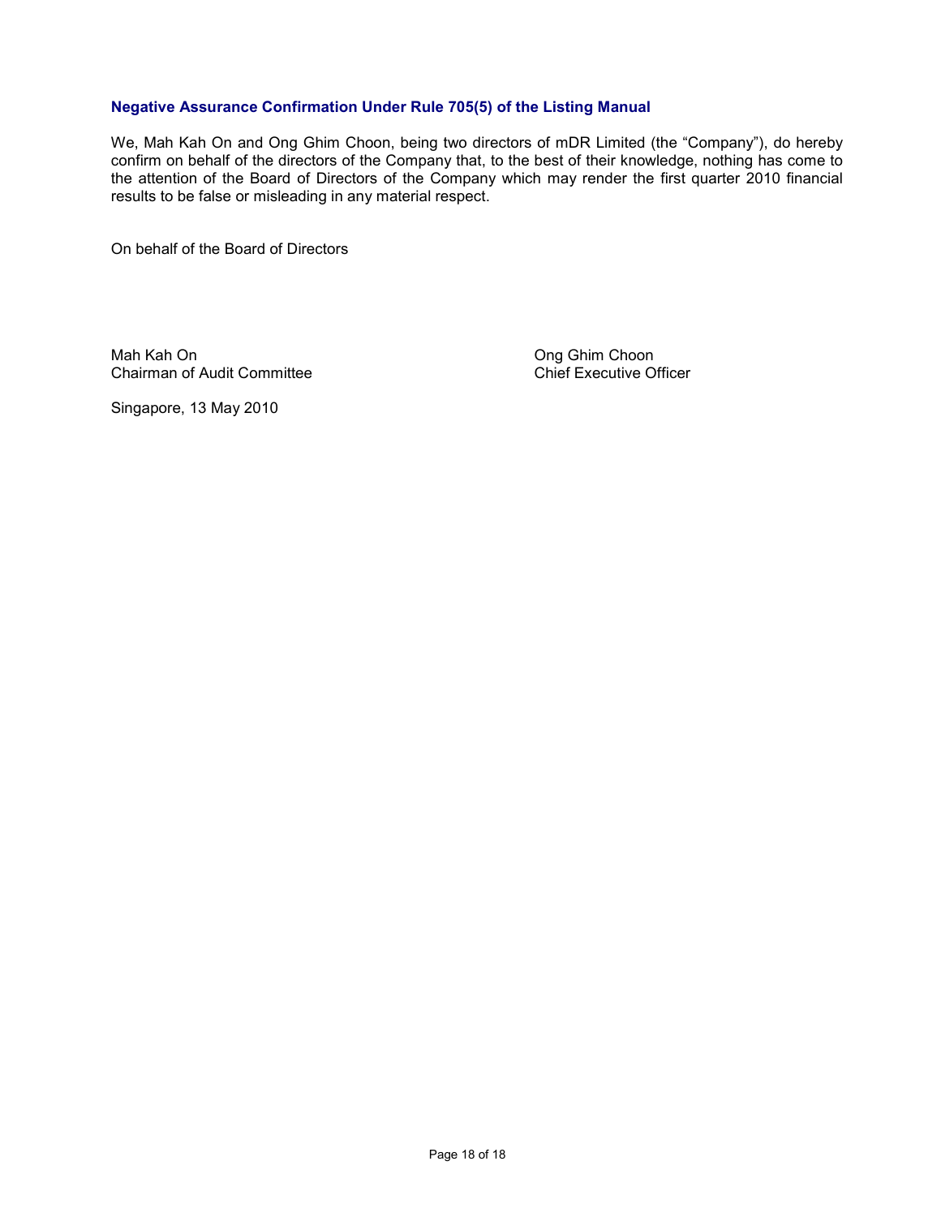## Negative Assurance Confirmation Under Rule 705(5) of the Listing Manual

We, Mah Kah On and Ong Ghim Choon, being two directors of mDR Limited (the "Company"), do hereby confirm on behalf of the directors of the Company that, to the best of their knowledge, nothing has come to the attention of the Board of Directors of the Company which may render the first quarter 2010 financial results to be false or misleading in any material respect.

On behalf of the Board of Directors

Mah Kah On
Chairman of Audit Committee

Ong Ghim Choon
Chief Executive Officer

Singapore, 13 May 2010